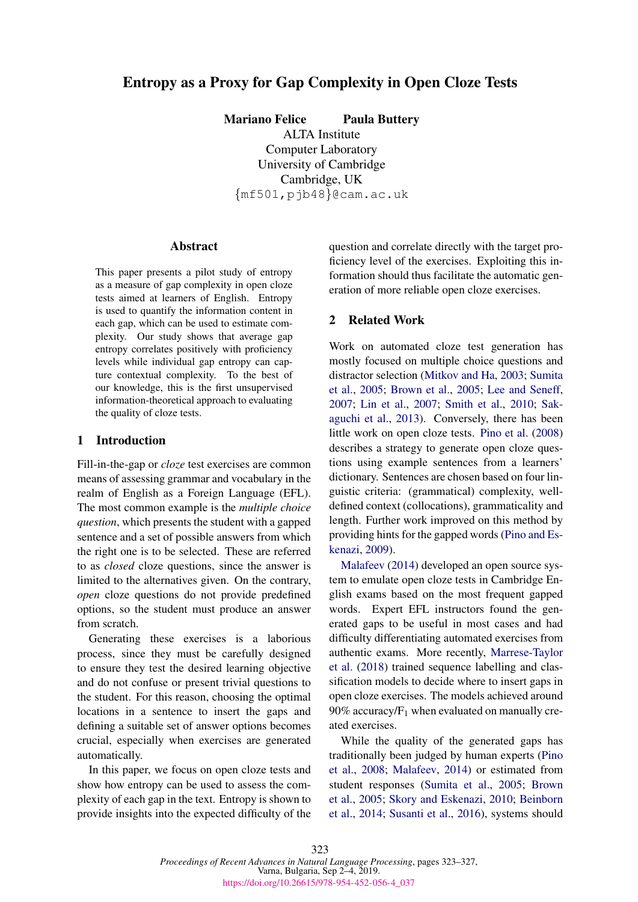# Entropy as a Proxy for Gap Complexity in Open Cloze Tests

**Mariano Felice** **Paula Buttery**
ALTA Institute
Computer Laboratory
University of Cambridge
Cambridge, UK
{mf501,pjb48}@cam.ac.uk

## Abstract

This paper presents a pilot study of entropy as a measure of gap complexity in open cloze tests aimed at learners of English. Entropy is used to quantify the information content in each gap, which can be used to estimate complexity. Our study shows that average gap entropy correlates positively with proficiency levels while individual gap entropy can capture contextual complexity. To the best of our knowledge, this is the first unsupervised information-theoretical approach to evaluating the quality of cloze tests.

## 1 Introduction

Fill-in-the-gap or *cloze* test exercises are common means of assessing grammar and vocabulary in the realm of English as a Foreign Language (EFL). The most common example is the *multiple choice question*, which presents the student with a gapped sentence and a set of possible answers from which the right one is to be selected. These are referred to as *closed* cloze questions, since the answer is limited to the alternatives given. On the contrary, *open* cloze questions do not provide predefined options, so the student must produce an answer from scratch.

Generating these exercises is a laborious process, since they must be carefully designed to ensure they test the desired learning objective and do not confuse or present trivial questions to the student. For this reason, choosing the optimal locations in a sentence to insert the gaps and defining a suitable set of answer options becomes crucial, especially when exercises are generated automatically.

In this paper, we focus on open cloze tests and show how entropy can be used to assess the complexity of each gap in the text. Entropy is shown to provide insights into the expected difficulty of the question and correlate directly with the target proficiency level of the exercises. Exploiting this information should thus facilitate the automatic generation of more reliable open cloze exercises.

## 2 Related Work

Work on automated cloze test generation has mostly focused on multiple choice questions and distractor selection (Mitkov and Ha, 2003; Sumita et al., 2005; Brown et al., 2005; Lee and Seneff, 2007; Lin et al., 2007; Smith et al., 2010; Sakaguchi et al., 2013). Conversely, there has been little work on open cloze tests. Pino et al. (2008) describes a strategy to generate open cloze questions using example sentences from a learners' dictionary. Sentences are chosen based on four linguistic criteria: (grammatical) complexity, well-defined context (collocations), grammaticality and length. Further work improved on this method by providing hints for the gapped words (Pino and Eskenazi, 2009).

Malafeev (2014) developed an open source system to emulate open cloze tests in Cambridge English exams based on the most frequent gapped words. Expert EFL instructors found the generated gaps to be useful in most cases and had difficulty differentiating automated exercises from authentic exams. More recently, Marrese-Taylor et al. (2018) trained sequence labelling and classification models to decide where to insert gaps in open cloze exercises. The models achieved around 90% accuracy/$F_1$ when evaluated on manually created exercises.

While the quality of the generated gaps has traditionally been judged by human experts (Pino et al., 2008; Malafeev, 2014) or estimated from student responses (Sumita et al., 2005; Brown et al., 2005; Skory and Eskenazi, 2010; Beinborn et al., 2014; Susanti et al., 2016), systems should

*Proceedings of Recent Advances in Natural Language Processing*, pages 323–327, Varna, Bulgaria, Sep 2–4, 2019.
https://doi.org/10.26615/978-954-452-056-4_037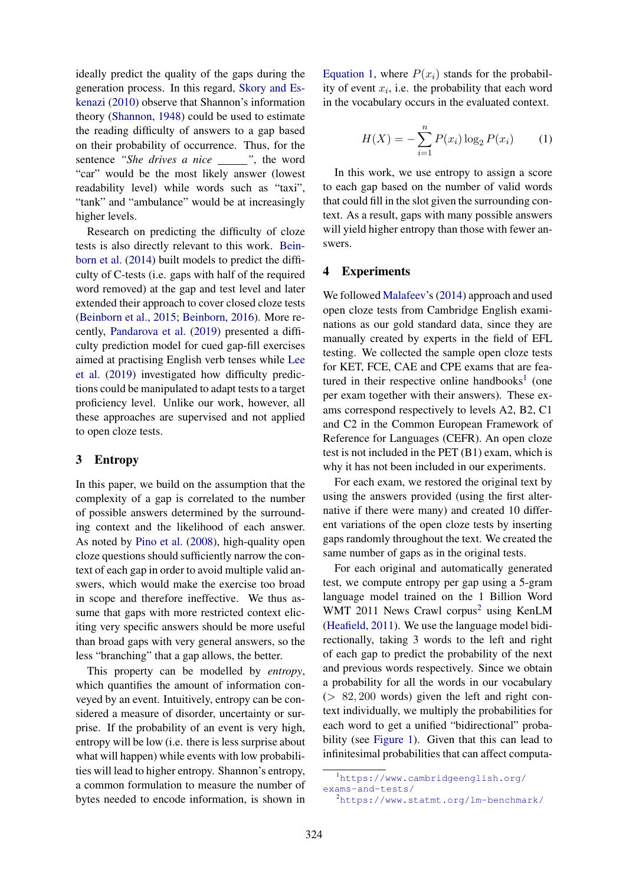ideally predict the quality of the gaps during the generation process. In this regard, Skory and Eskenazi (2010) observe that Shannon's information theory (Shannon, 1948) could be used to estimate the reading difficulty of answers to a gap based on their probability of occurrence. Thus, for the sentence *"She drives a nice \_\_\_\_\_"*, the word "car" would be the most likely answer (lowest readability level) while words such as "taxi", "tank" and "ambulance" would be at increasingly higher levels.

Research on predicting the difficulty of cloze tests is also directly relevant to this work. Beinborn et al. (2014) built models to predict the difficulty of C-tests (i.e. gaps with half of the required word removed) at the gap and test level and later extended their approach to cover closed cloze tests (Beinborn et al., 2015; Beinborn, 2016). More recently, Pandarova et al. (2019) presented a difficulty prediction model for cued gap-fill exercises aimed at practising English verb tenses while Lee et al. (2019) investigated how difficulty predictions could be manipulated to adapt tests to a target proficiency level. Unlike our work, however, all these approaches are supervised and not applied to open cloze tests.

## 3 Entropy

In this paper, we build on the assumption that the complexity of a gap is correlated to the number of possible answers determined by the surrounding context and the likelihood of each answer. As noted by Pino et al. (2008), high-quality open cloze questions should sufficiently narrow the context of each gap in order to avoid multiple valid answers, which would make the exercise too broad in scope and therefore ineffective. We thus assume that gaps with more restricted context eliciting very specific answers should be more useful than broad gaps with very general answers, so the less "branching" that a gap allows, the better.

This property can be modelled by *entropy*, which quantifies the amount of information conveyed by an event. Intuitively, entropy can be considered a measure of disorder, uncertainty or surprise. If the probability of an event is very high, entropy will be low (i.e. there is less surprise about what will happen) while events with low probabilities will lead to higher entropy. Shannon's entropy, a common formulation to measure the number of bytes needed to encode information, is shown in Equation 1, where $P(x_i)$ stands for the probability of event $x_i$, i.e. the probability that each word in the vocabulary occurs in the evaluated context.

$$H(X) = -\sum_{i=1}^{n} P(x_i) \log_2 P(x_i) \qquad (1)$$

In this work, we use entropy to assign a score to each gap based on the number of valid words that could fill in the slot given the surrounding context. As a result, gaps with many possible answers will yield higher entropy than those with fewer answers.

## 4 Experiments

We followed Malafeev's (2014) approach and used open cloze tests from Cambridge English examinations as our gold standard data, since they are manually created by experts in the field of EFL testing. We collected the sample open cloze tests for KET, FCE, CAE and CPE exams that are featured in their respective online handbooks[1] (one per exam together with their answers). These exams correspond respectively to levels A2, B2, C1 and C2 in the Common European Framework of Reference for Languages (CEFR). An open cloze test is not included in the PET (B1) exam, which is why it has not been included in our experiments.

For each exam, we restored the original text by using the answers provided (using the first alternative if there were many) and created 10 different variations of the open cloze tests by inserting gaps randomly throughout the text. We created the same number of gaps as in the original tests.

For each original and automatically generated test, we compute entropy per gap using a 5-gram language model trained on the 1 Billion Word WMT 2011 News Crawl corpus[2] using KenLM (Heafield, 2011). We use the language model bidirectionally, taking 3 words to the left and right of each gap to predict the probability of the next and previous words respectively. Since we obtain a probability for all the words in our vocabulary ($>$ 82,200 words) given the left and right context individually, we multiply the probabilities for each word to get a unified "bidirectional" probability (see Figure 1). Given that this can lead to infinitesimal probabilities that can affect computa-

[1] https://www.cambridgeenglish.org/exams-and-tests/

[2] https://www.statmt.org/lm-benchmark/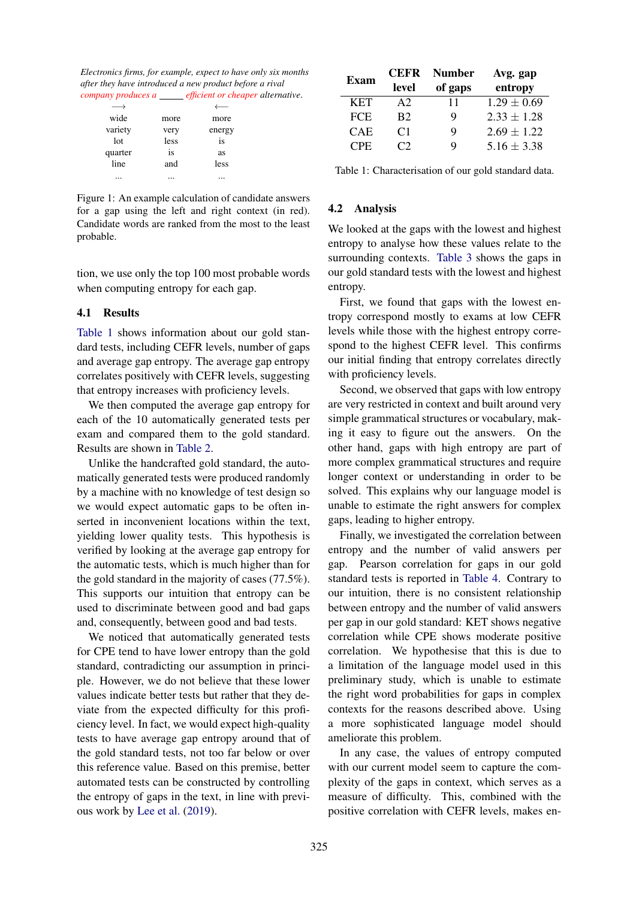*Electronics firms, for example, expect to have only six months after they have introduced a new product before a rival company produces a _____ efficient or cheaper alternative.*

| ⟶ | | ⟵ |
|---|---|---|
| wide | more | more |
| variety | very | energy |
| lot | less | is |
| quarter | is | as |
| line | and | less |
| ... | ... | ... |

Figure 1: An example calculation of candidate answers for a gap using the left and right context (in red). Candidate words are ranked from the most to the least probable.

tion, we use only the top 100 most probable words when computing entropy for each gap.

### 4.1 Results

Table 1 shows information about our gold standard tests, including CEFR levels, number of gaps and average gap entropy. The average gap entropy correlates positively with CEFR levels, suggesting that entropy increases with proficiency levels.

We then computed the average gap entropy for each of the 10 automatically generated tests per exam and compared them to the gold standard. Results are shown in Table 2.

Unlike the handcrafted gold standard, the automatically generated tests were produced randomly by a machine with no knowledge of test design so we would expect automatic gaps to be often inserted in inconvenient locations within the text, yielding lower quality tests. This hypothesis is verified by looking at the average gap entropy for the automatic tests, which is much higher than for the gold standard in the majority of cases (77.5%). This supports our intuition that entropy can be used to discriminate between good and bad gaps and, consequently, between good and bad tests.

We noticed that automatically generated tests for CPE tend to have lower entropy than the gold standard, contradicting our assumption in principle. However, we do not believe that these lower values indicate better tests but rather that they deviate from the expected difficulty for this proficiency level. In fact, we would expect high-quality tests to have average gap entropy around that of the gold standard tests, not too far below or over this reference value. Based on this premise, better automated tests can be constructed by controlling the entropy of gaps in the text, in line with previous work by Lee et al. (2019).

| Exam | CEFR level | Number of gaps | Avg. gap entropy |
|---|---|---|---|
| KET | A2 | 11 | $1.29 \pm 0.69$ |
| FCE | B2 | 9 | $2.33 \pm 1.28$ |
| CAE | C1 | 9 | $2.69 \pm 1.22$ |
| CPE | C2 | 9 | $5.16 \pm 3.38$ |

Table 1: Characterisation of our gold standard data.

### 4.2 Analysis

We looked at the gaps with the lowest and highest entropy to analyse how these values relate to the surrounding contexts. Table 3 shows the gaps in our gold standard tests with the lowest and highest entropy.

First, we found that gaps with the lowest entropy correspond mostly to exams at low CEFR levels while those with the highest entropy correspond to the highest CEFR level. This confirms our initial finding that entropy correlates directly with proficiency levels.

Second, we observed that gaps with low entropy are very restricted in context and built around very simple grammatical structures or vocabulary, making it easy to figure out the answers. On the other hand, gaps with high entropy are part of more complex grammatical structures and require longer context or understanding in order to be solved. This explains why our language model is unable to estimate the right answers for complex gaps, leading to higher entropy.

Finally, we investigated the correlation between entropy and the number of valid answers per gap. Pearson correlation for gaps in our gold standard tests is reported in Table 4. Contrary to our intuition, there is no consistent relationship between entropy and the number of valid answers per gap in our gold standard: KET shows negative correlation while CPE shows moderate positive correlation. We hypothesise that this is due to a limitation of the language model used in this preliminary study, which is unable to estimate the right word probabilities for gaps in complex contexts for the reasons described above. Using a more sophisticated language model should ameliorate this problem.

In any case, the values of entropy computed with our current model seem to capture the complexity of the gaps in context, which serves as a measure of difficulty. This, combined with the positive correlation with CEFR levels, makes en-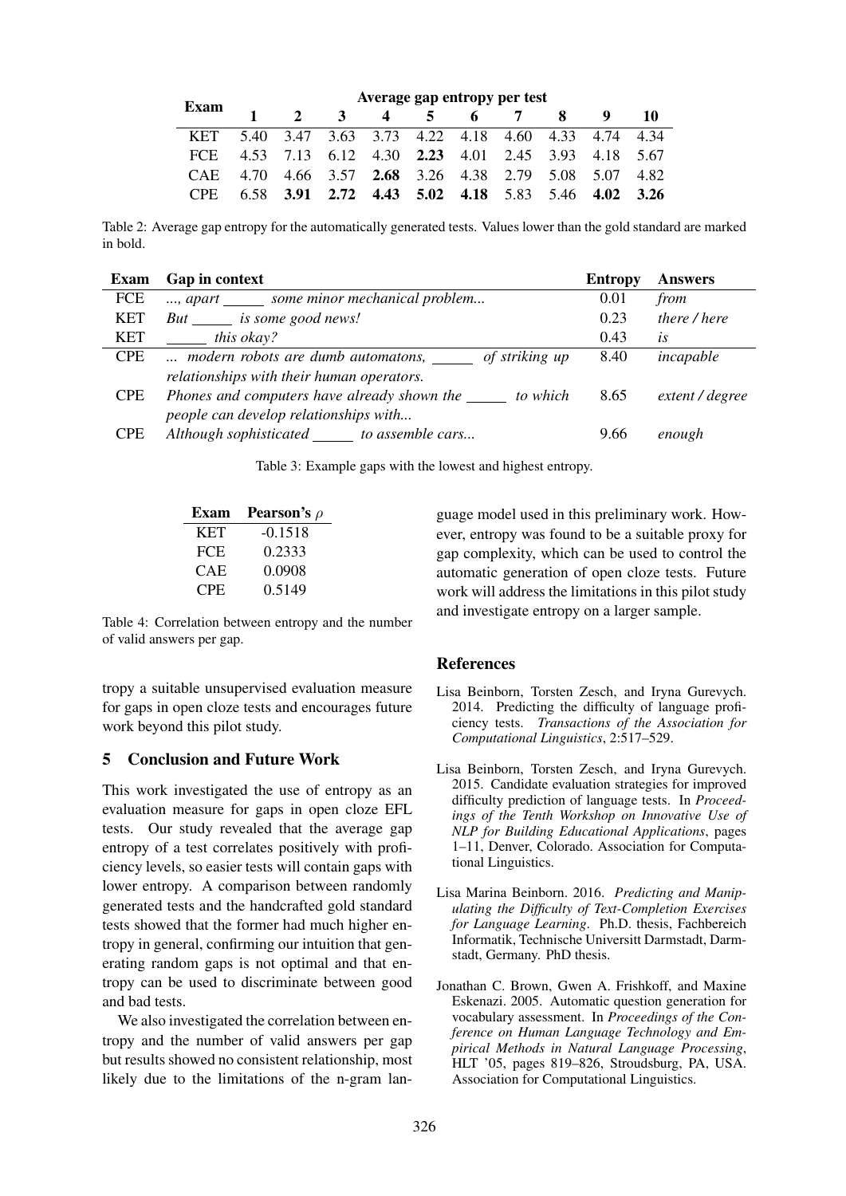| Exam | Average gap entropy per test | | | | | | | | | |
|---|---|---|---|---|---|---|---|---|---|---|
| | 1 | 2 | 3 | 4 | 5 | 6 | 7 | 8 | 9 | 10 |
| KET | 5.40 | 3.47 | 3.63 | 3.73 | 4.22 | 4.18 | 4.60 | 4.33 | 4.74 | 4.34 |
| FCE | 4.53 | 7.13 | 6.12 | 4.30 | **2.23** | 4.01 | 2.45 | 3.93 | 4.18 | 5.67 |
| CAE | 4.70 | 4.66 | 3.57 | **2.68** | 3.26 | 4.38 | 2.79 | 5.08 | 5.07 | 4.82 |
| CPE | 6.58 | **3.91** | 2.72 | **4.43** | **5.02** | **4.18** | 5.83 | 5.46 | **4.02** | **3.26** |

Table 2: Average gap entropy for the automatically generated tests. Values lower than the gold standard are marked in bold.

| Exam | Gap in context | Entropy | Answers |
|---|---|---|---|
| FCE | *..., apart _____ some minor mechanical problem...* | 0.01 | *from* |
| KET | *But _____ is some good news!* | 0.23 | *there / here* |
| KET | *_____ this okay?* | 0.43 | *is* |
| CPE | *... modern robots are dumb automatons, _____ of striking up relationships with their human operators.* | 8.40 | *incapable* |
| CPE | *Phones and computers have already shown the _____ to which people can develop relationships with...* | 8.65 | *extent / degree* |
| CPE | *Although sophisticated _____ to assemble cars...* | 9.66 | *enough* |

Table 3: Example gaps with the lowest and highest entropy.

| Exam | Pearson's $\rho$ |
|---|---|
| KET | -0.1518 |
| FCE | 0.2333 |
| CAE | 0.0908 |
| CPE | 0.5149 |

Table 4: Correlation between entropy and the number of valid answers per gap.

tropy a suitable unsupervised evaluation measure for gaps in open cloze tests and encourages future work beyond this pilot study.

## 5 Conclusion and Future Work

This work investigated the use of entropy as an evaluation measure for gaps in open cloze EFL tests. Our study revealed that the average gap entropy of a test correlates positively with proficiency levels, so easier tests will contain gaps with lower entropy. A comparison between randomly generated tests and the handcrafted gold standard tests showed that the former had much higher entropy in general, confirming our intuition that generating random gaps is not optimal and that entropy can be used to discriminate between good and bad tests.

We also investigated the correlation between entropy and the number of valid answers per gap but results showed no consistent relationship, most likely due to the limitations of the n-gram language model used in this preliminary work. However, entropy was found to be a suitable proxy for gap complexity, which can be used to control the automatic generation of open cloze tests. Future work will address the limitations in this pilot study and investigate entropy on a larger sample.

## References

Lisa Beinborn, Torsten Zesch, and Iryna Gurevych. 2014. Predicting the difficulty of language proficiency tests. *Transactions of the Association for Computational Linguistics*, 2:517–529.

Lisa Beinborn, Torsten Zesch, and Iryna Gurevych. 2015. Candidate evaluation strategies for improved difficulty prediction of language tests. In *Proceedings of the Tenth Workshop on Innovative Use of NLP for Building Educational Applications*, pages 1–11, Denver, Colorado. Association for Computational Linguistics.

Lisa Marina Beinborn. 2016. *Predicting and Manipulating the Difficulty of Text-Completion Exercises for Language Learning*. Ph.D. thesis, Fachbereich Informatik, Technische Universitt Darmstadt, Darmstadt, Germany. PhD thesis.

Jonathan C. Brown, Gwen A. Frishkoff, and Maxine Eskenazi. 2005. Automatic question generation for vocabulary assessment. In *Proceedings of the Conference on Human Language Technology and Empirical Methods in Natural Language Processing*, HLT '05, pages 819–826, Stroudsburg, PA, USA. Association for Computational Linguistics.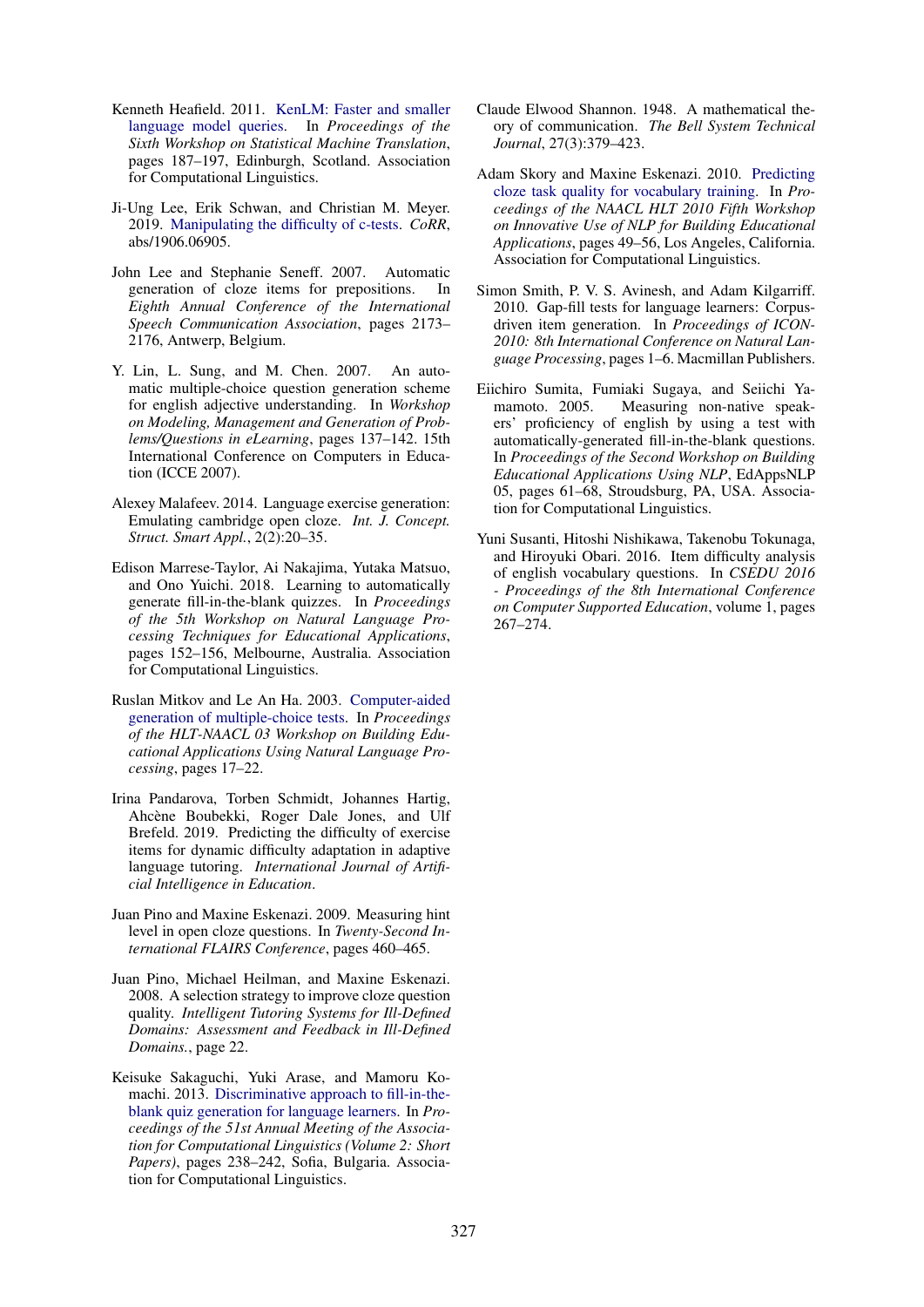Kenneth Heafield. 2011. KenLM: Faster and smaller language model queries. In *Proceedings of the Sixth Workshop on Statistical Machine Translation*, pages 187–197, Edinburgh, Scotland. Association for Computational Linguistics.

Ji-Ung Lee, Erik Schwan, and Christian M. Meyer. 2019. Manipulating the difficulty of c-tests. *CoRR*, abs/1906.06905.

John Lee and Stephanie Seneff. 2007. Automatic generation of cloze items for prepositions. In *Eighth Annual Conference of the International Speech Communication Association*, pages 2173–2176, Antwerp, Belgium.

Y. Lin, L. Sung, and M. Chen. 2007. An automatic multiple-choice question generation scheme for english adjective understanding. In *Workshop on Modeling, Management and Generation of Problems/Questions in eLearning*, pages 137–142. 15th International Conference on Computers in Education (ICCE 2007).

Alexey Malafeev. 2014. Language exercise generation: Emulating cambridge open cloze. *Int. J. Concept. Struct. Smart Appl.*, 2(2):20–35.

Edison Marrese-Taylor, Ai Nakajima, Yutaka Matsuo, and Ono Yuichi. 2018. Learning to automatically generate fill-in-the-blank quizzes. In *Proceedings of the 5th Workshop on Natural Language Processing Techniques for Educational Applications*, pages 152–156, Melbourne, Australia. Association for Computational Linguistics.

Ruslan Mitkov and Le An Ha. 2003. Computer-aided generation of multiple-choice tests. In *Proceedings of the HLT-NAACL 03 Workshop on Building Educational Applications Using Natural Language Processing*, pages 17–22.

Irina Pandarova, Torben Schmidt, Johannes Hartig, Ahcène Boubekki, Roger Dale Jones, and Ulf Brefeld. 2019. Predicting the difficulty of exercise items for dynamic difficulty adaptation in adaptive language tutoring. *International Journal of Artificial Intelligence in Education*.

Juan Pino and Maxine Eskenazi. 2009. Measuring hint level in open cloze questions. In *Twenty-Second International FLAIRS Conference*, pages 460–465.

Juan Pino, Michael Heilman, and Maxine Eskenazi. 2008. A selection strategy to improve cloze question quality. *Intelligent Tutoring Systems for Ill-Defined Domains: Assessment and Feedback in Ill-Defined Domains.*, page 22.

Keisuke Sakaguchi, Yuki Arase, and Mamoru Komachi. 2013. Discriminative approach to fill-in-the-blank quiz generation for language learners. In *Proceedings of the 51st Annual Meeting of the Association for Computational Linguistics (Volume 2: Short Papers)*, pages 238–242, Sofia, Bulgaria. Association for Computational Linguistics.

Claude Elwood Shannon. 1948. A mathematical theory of communication. *The Bell System Technical Journal*, 27(3):379–423.

Adam Skory and Maxine Eskenazi. 2010. Predicting cloze task quality for vocabulary training. In *Proceedings of the NAACL HLT 2010 Fifth Workshop on Innovative Use of NLP for Building Educational Applications*, pages 49–56, Los Angeles, California. Association for Computational Linguistics.

Simon Smith, P. V. S. Avinesh, and Adam Kilgarriff. 2010. Gap-fill tests for language learners: Corpus-driven item generation. In *Proceedings of ICON-2010: 8th International Conference on Natural Language Processing*, pages 1–6. Macmillan Publishers.

Eiichiro Sumita, Fumiaki Sugaya, and Seiichi Yamamoto. 2005. Measuring non-native speakers' proficiency of english by using a test with automatically-generated fill-in-the-blank questions. In *Proceedings of the Second Workshop on Building Educational Applications Using NLP*, EdAppsNLP 05, pages 61–68, Stroudsburg, PA, USA. Association for Computational Linguistics.

Yuni Susanti, Hitoshi Nishikawa, Takenobu Tokunaga, and Hiroyuki Obari. 2016. Item difficulty analysis of english vocabulary questions. In *CSEDU 2016 - Proceedings of the 8th International Conference on Computer Supported Education*, volume 1, pages 267–274.